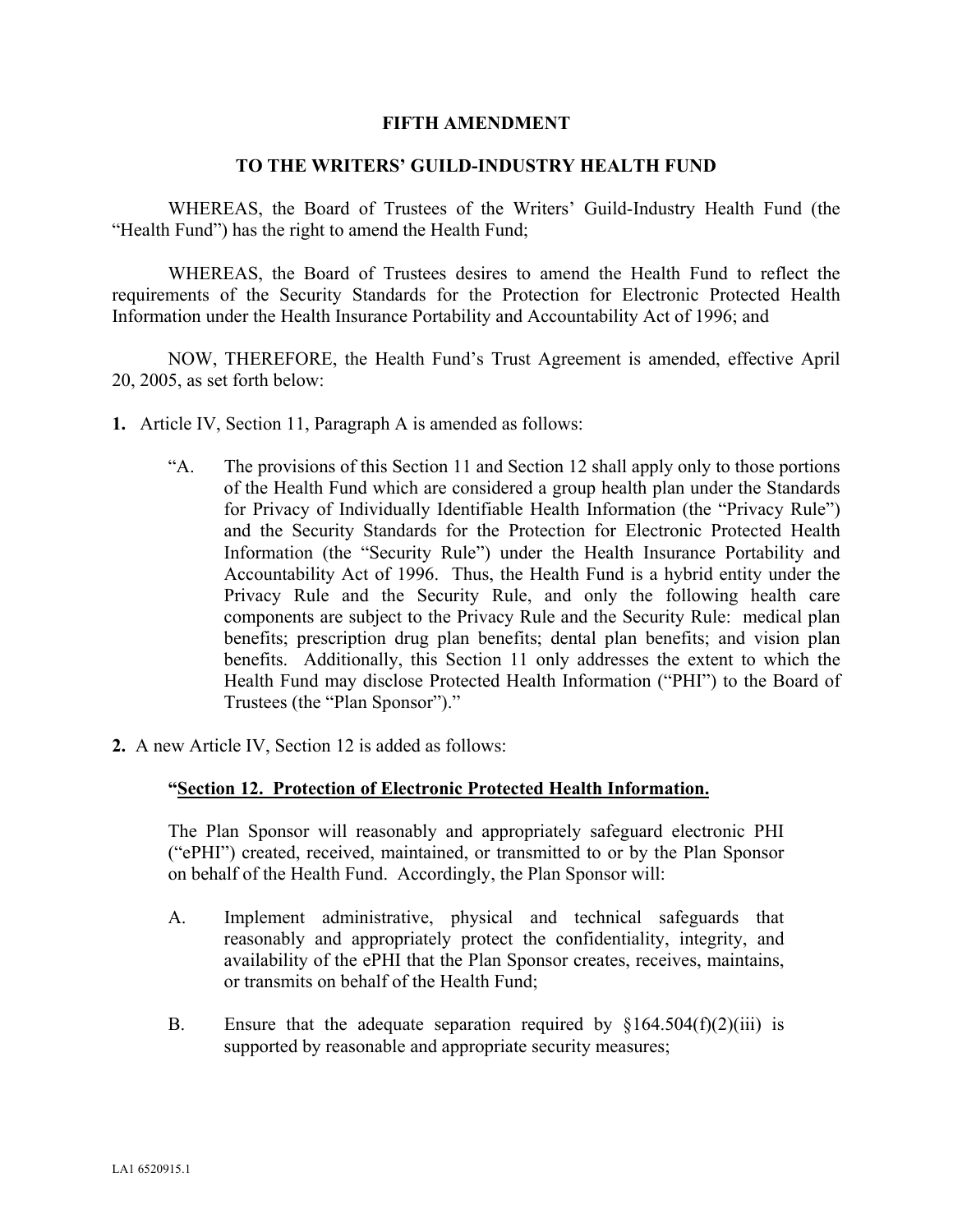**FIFTH AMENDMENT**

**TO THE WRITERS' GUILD-INDUSTRY HEALTH FUND**

WHEREAS, the Board of Trustees of the Writers' Guild-Industry Health Fund (the "Health Fund") has the right to amend the Health Fund;

WHEREAS, the Board of Trustees desires to amend the Health Fund to reflect the requirements of the Security Standards for the Protection for Electronic Protected Health Information under the Health Insurance Portability and Accountability Act of 1996; and

NOW, THEREFORE, the Health Fund's Trust Agreement is amended, effective April 20, 2005, as set forth below:

**1.** Article IV, Section 11, Paragraph A is amended as follows:

> "A. The provisions of this Section 11 and Section 12 shall apply only to those portions of the Health Fund which are considered a group health plan under the Standards for Privacy of Individually Identifiable Health Information (the "Privacy Rule") and the Security Standards for the Protection for Electronic Protected Health Information (the "Security Rule") under the Health Insurance Portability and Accountability Act of 1996. Thus, the Health Fund is a hybrid entity under the Privacy Rule and the Security Rule, and only the following health care components are subject to the Privacy Rule and the Security Rule: medical plan benefits; prescription drug plan benefits; dental plan benefits; and vision plan benefits. Additionally, this Section 11 only addresses the extent to which the Health Fund may disclose Protected Health Information ("PHI") to the Board of Trustees (the "Plan Sponsor")."

**2.** A new Article IV, Section 12 is added as follows:

> **"<u>Section 12. Protection of Electronic Protected Health Information.</u>**
>
> The Plan Sponsor will reasonably and appropriately safeguard electronic PHI ("ePHI") created, received, maintained, or transmitted to or by the Plan Sponsor on behalf of the Health Fund. Accordingly, the Plan Sponsor will:
>
> A. Implement administrative, physical and technical safeguards that reasonably and appropriately protect the confidentiality, integrity, and availability of the ePHI that the Plan Sponsor creates, receives, maintains, or transmits on behalf of the Health Fund;
>
> B. Ensure that the adequate separation required by §164.504(f)(2)(iii) is supported by reasonable and appropriate security measures;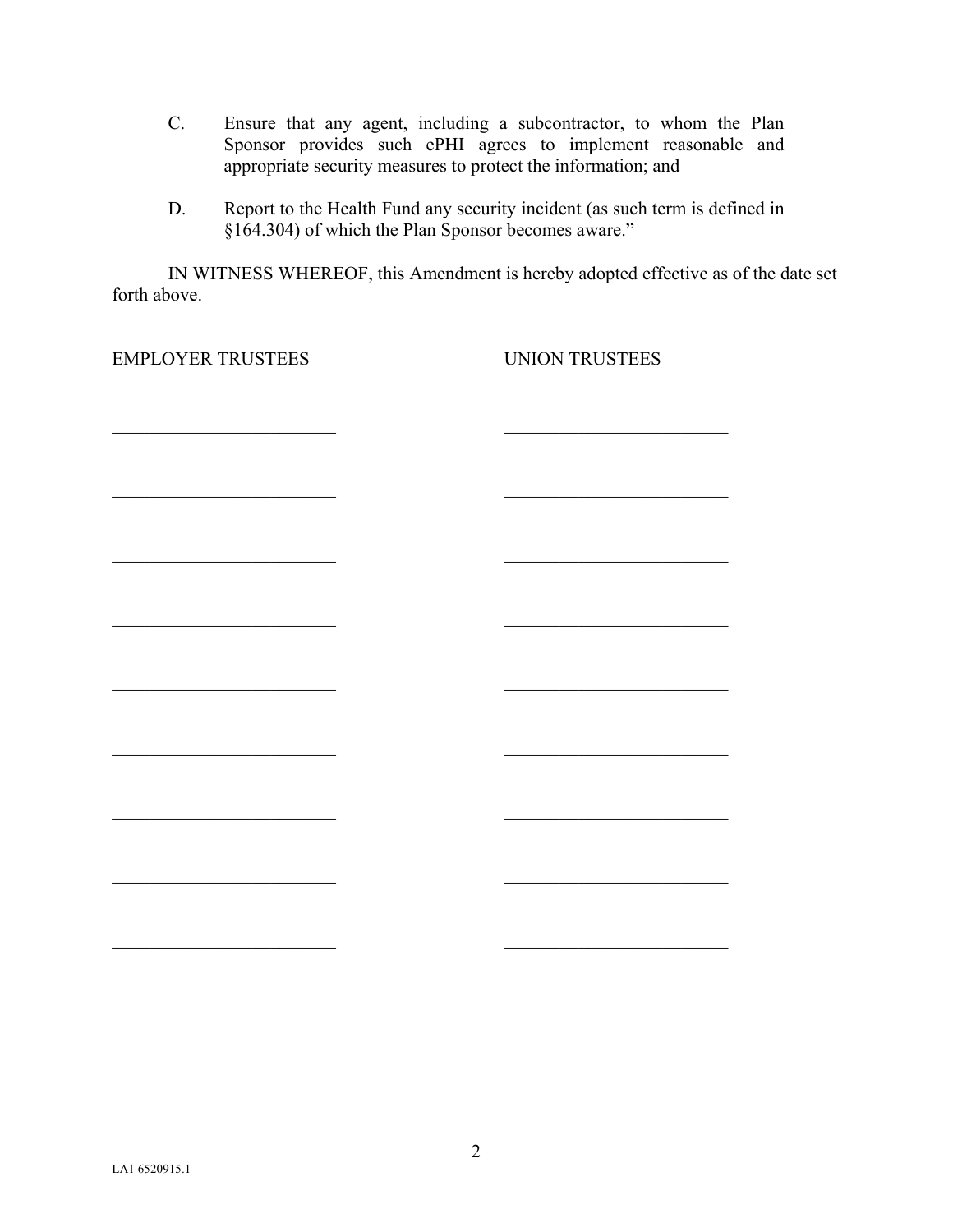C. Ensure that any agent, including a subcontractor, to whom the Plan Sponsor provides such ePHI agrees to implement reasonable and appropriate security measures to protect the information; and

D. Report to the Health Fund any security incident (as such term is defined in §164.304) of which the Plan Sponsor becomes aware."

IN WITNESS WHEREOF, this Amendment is hereby adopted effective as of the date set forth above.

| EMPLOYER TRUSTEES | UNION TRUSTEES |
| --- | --- |
| ______________________ | ______________________ |
| ______________________ | ______________________ |
| ______________________ | ______________________ |
| ______________________ | ______________________ |
| ______________________ | ______________________ |
| ______________________ | ______________________ |
| ______________________ | ______________________ |
| ______________________ | ______________________ |
| ______________________ | ______________________ |

LA1 6520915.1